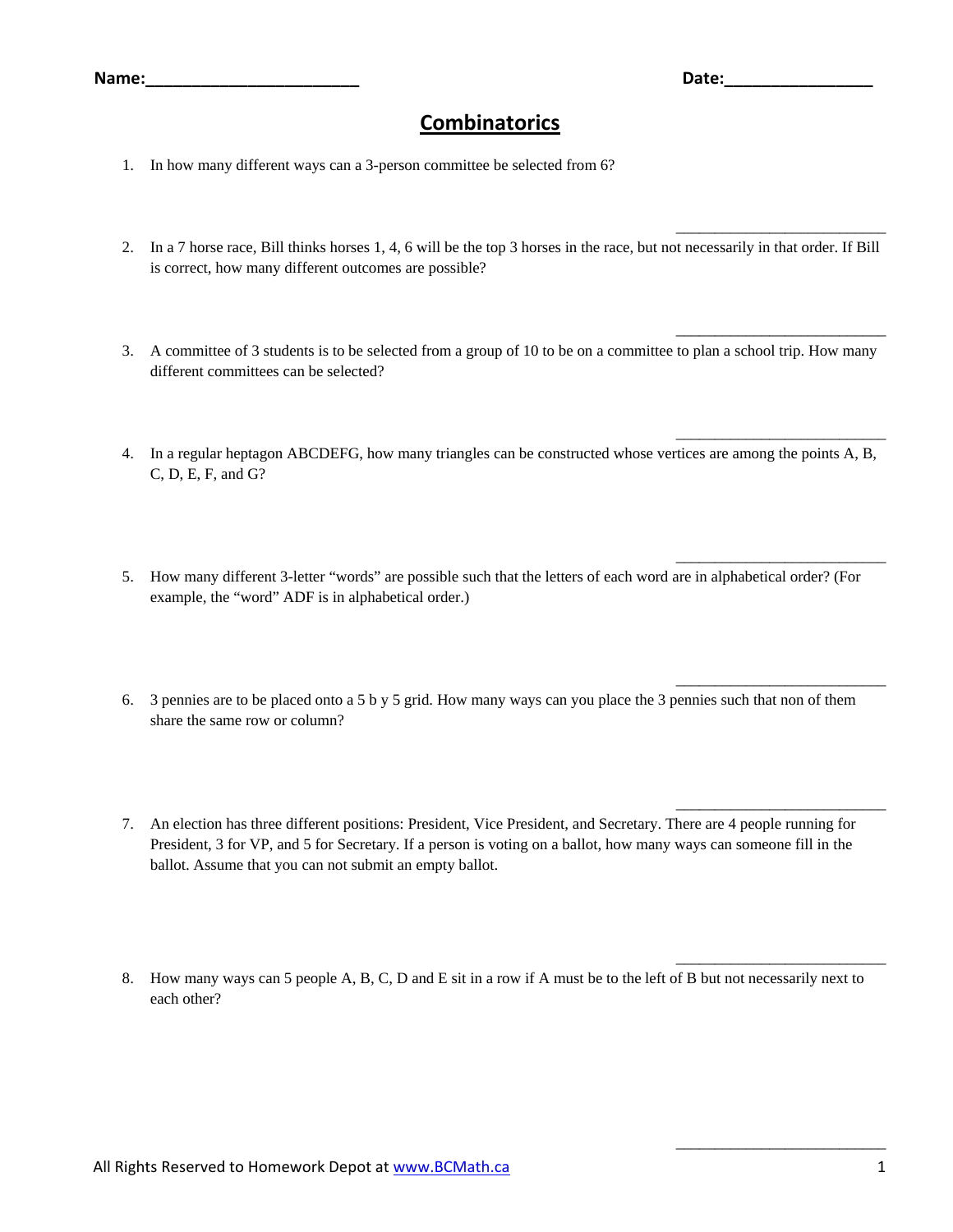Name:________________________ Date:________________

# Combinatorics

1. In how many different ways can a 3-person committee be selected from 6?

   ___________________________

2. In a 7 horse race, Bill thinks horses 1, 4, 6 will be the top 3 horses in the race, but not necessarily in that order. If Bill is correct, how many different outcomes are possible?

   ___________________________

3. A committee of 3 students is to be selected from a group of 10 to be on a committee to plan a school trip. How many different committees can be selected?

   ___________________________

4. In a regular heptagon ABCDEFG, how many triangles can be constructed whose vertices are among the points A, B, C, D, E, F, and G?

   ___________________________

5. How many different 3-letter "words" are possible such that the letters of each word are in alphabetical order? (For example, the "word" ADF is in alphabetical order.)

   ___________________________

6. 3 pennies are to be placed onto a 5 b y 5 grid. How many ways can you place the 3 pennies such that non of them share the same row or column?

   ___________________________

7. An election has three different positions: President, Vice President, and Secretary. There are 4 people running for President, 3 for VP, and 5 for Secretary. If a person is voting on a ballot, how many ways can someone fill in the ballot. Assume that you can not submit an empty ballot.

   ___________________________

8. How many ways can 5 people A, B, C, D and E sit in a row if A must be to the left of B but not necessarily next to each other?

   ___________________________

All Rights Reserved to Homework Depot at www.BCMath.ca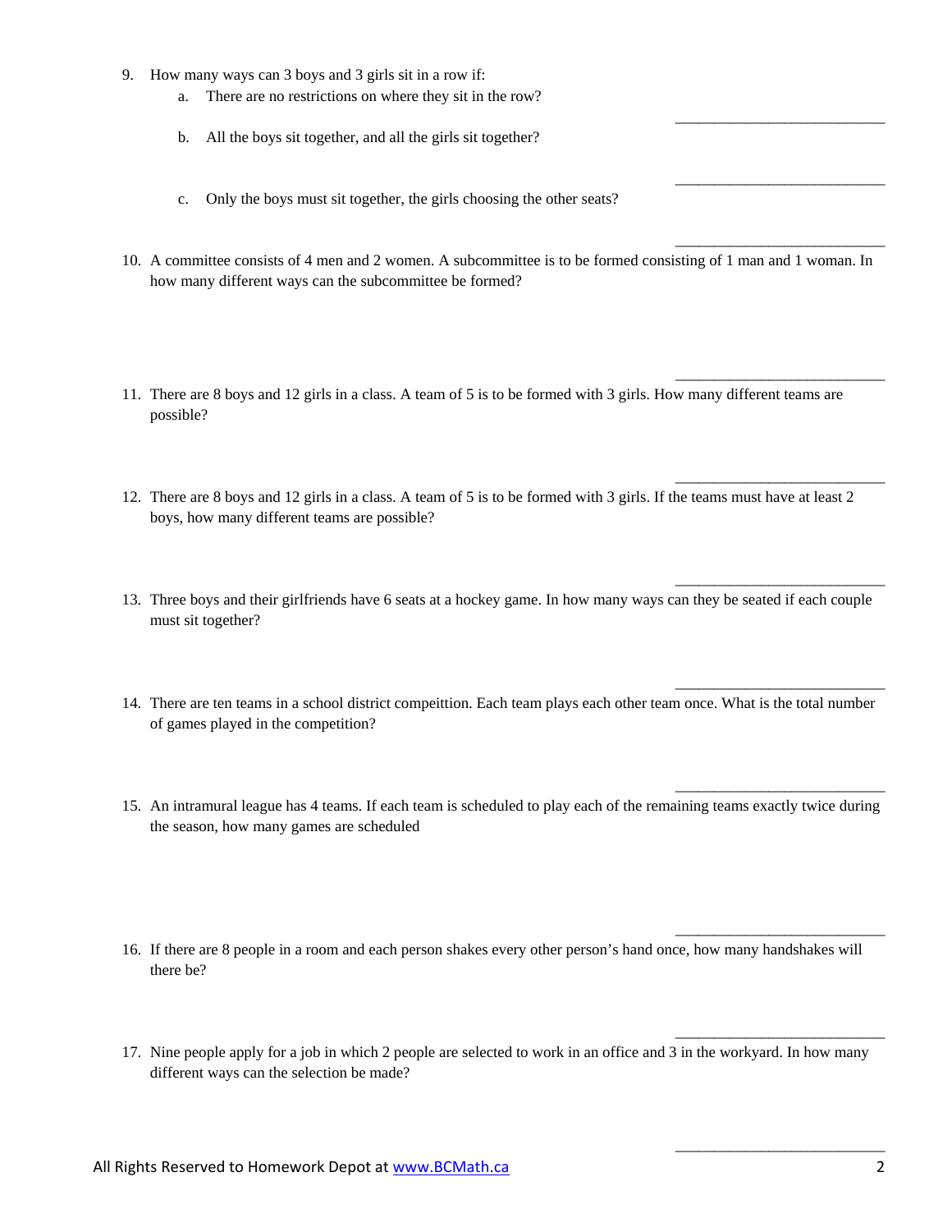9. How many ways can 3 boys and 3 girls sit in a row if:
   a. There are no restrictions on where they sit in the row?

   ___________________________

   b. All the boys sit together, and all the girls sit together?

   ___________________________

   c. Only the boys must sit together, the girls choosing the other seats?

   ___________________________

10. A committee consists of 4 men and 2 women. A subcommittee is to be formed consisting of 1 man and 1 woman. In how many different ways can the subcommittee be formed?

    ___________________________

11. There are 8 boys and 12 girls in a class. A team of 5 is to be formed with 3 girls. How many different teams are possible?

    ___________________________

12. There are 8 boys and 12 girls in a class. A team of 5 is to be formed with 3 girls. If the teams must have at least 2 boys, how many different teams are possible?

    ___________________________

13. Three boys and their girlfriends have 6 seats at a hockey game. In how many ways can they be seated if each couple must sit together?

    ___________________________

14. There are ten teams in a school district compeittion. Each team plays each other team once. What is the total number of games played in the competition?

    ___________________________

15. An intramural league has 4 teams. If each team is scheduled to play each of the remaining teams exactly twice during the season, how many games are scheduled

    ___________________________

16. If there are 8 people in a room and each person shakes every other person's hand once, how many handshakes will there be?

    ___________________________

17. Nine people apply for a job in which 2 people are selected to work in an office and 3 in the workyard. In how many different ways can the selection be made?

    ___________________________

All Rights Reserved to Homework Depot at www.BCMath.ca